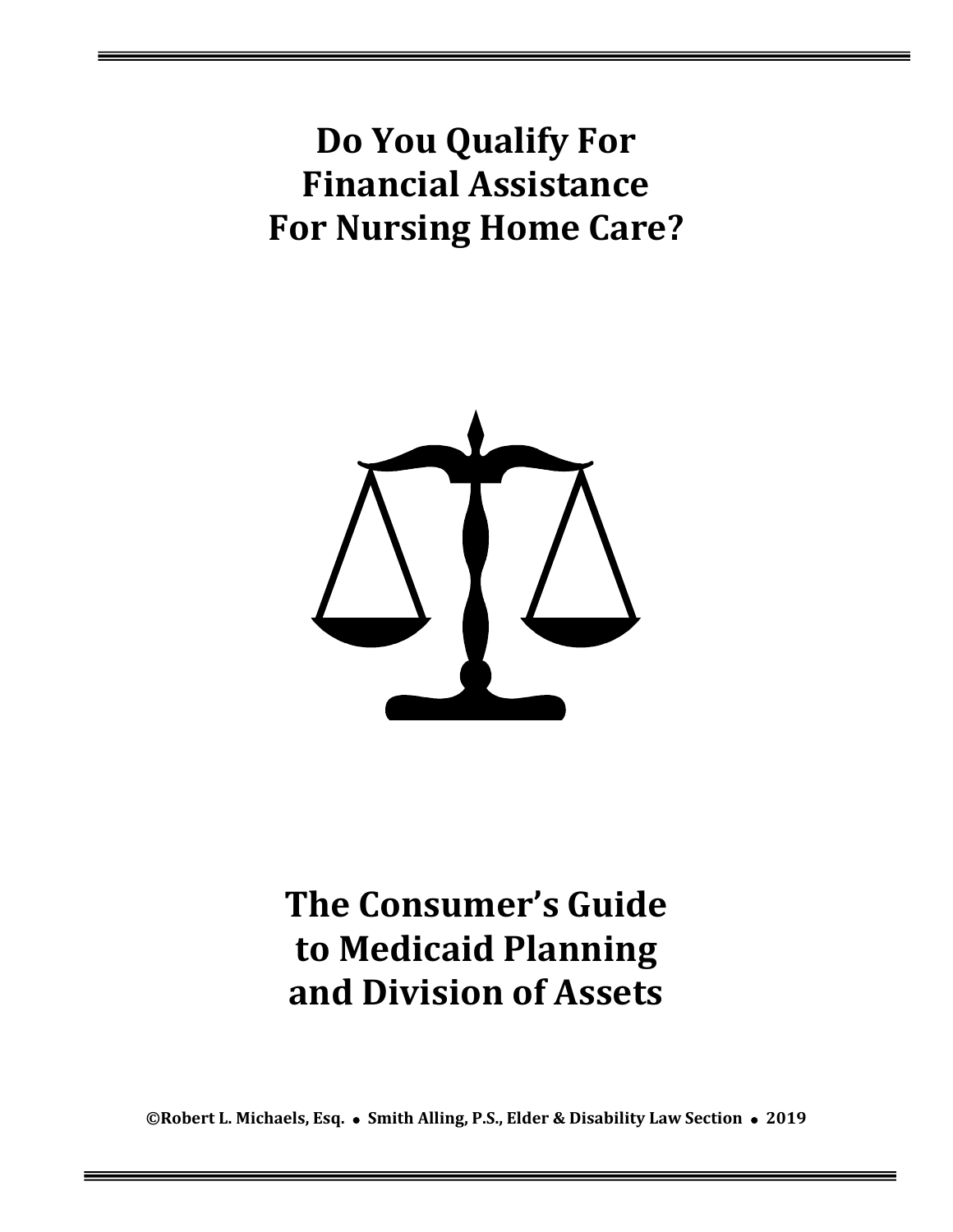# Do You Qualify For Financial Assistance For Nursing Home Care?

# The Consumer's Guide to Medicaid Planning and Division of Assets

**©Robert L. Michaels, Esq. • Smith Alling, P.S., Elder & Disability Law Section • 2019**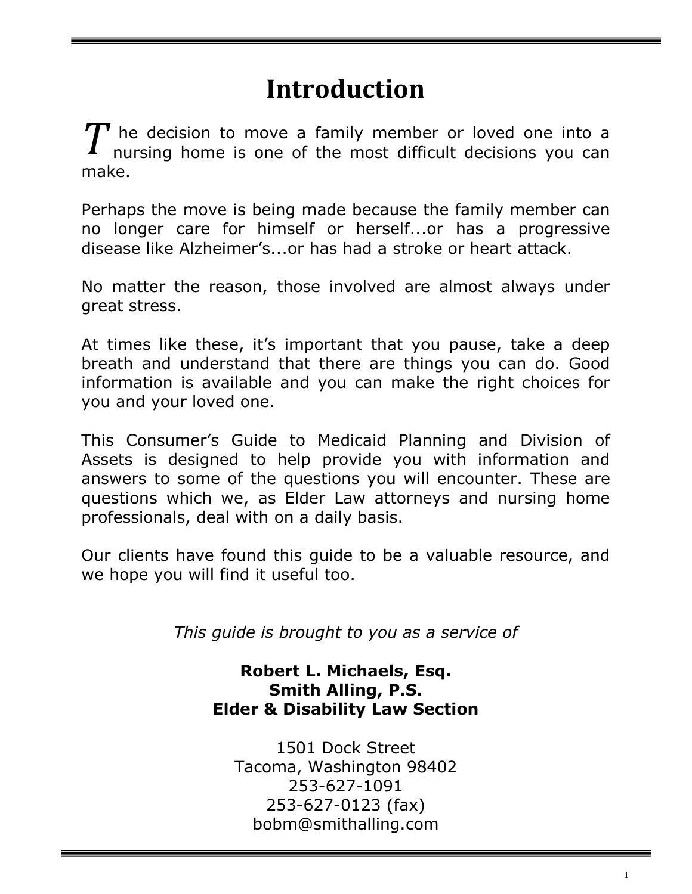# Introduction

The decision to move a family member or loved one into a nursing home is one of the most difficult decisions you can make.

Perhaps the move is being made because the family member can no longer care for himself or herself...or has a progressive disease like Alzheimer's...or has had a stroke or heart attack.

No matter the reason, those involved are almost always under great stress.

At times like these, it's important that you pause, take a deep breath and understand that there are things you can do. Good information is available and you can make the right choices for you and your loved one.

This Consumer's Guide to Medicaid Planning and Division of Assets is designed to help provide you with information and answers to some of the questions you will encounter. These are questions which we, as Elder Law attorneys and nursing home professionals, deal with on a daily basis.

Our clients have found this guide to be a valuable resource, and we hope you will find it useful too.

*This guide is brought to you as a service of*

**Robert L. Michaels, Esq.**
**Smith Alling, P.S.**
**Elder & Disability Law Section**

1501 Dock Street
Tacoma, Washington 98402
253-627-1091
253-627-0123 (fax)
bobm@smithalling.com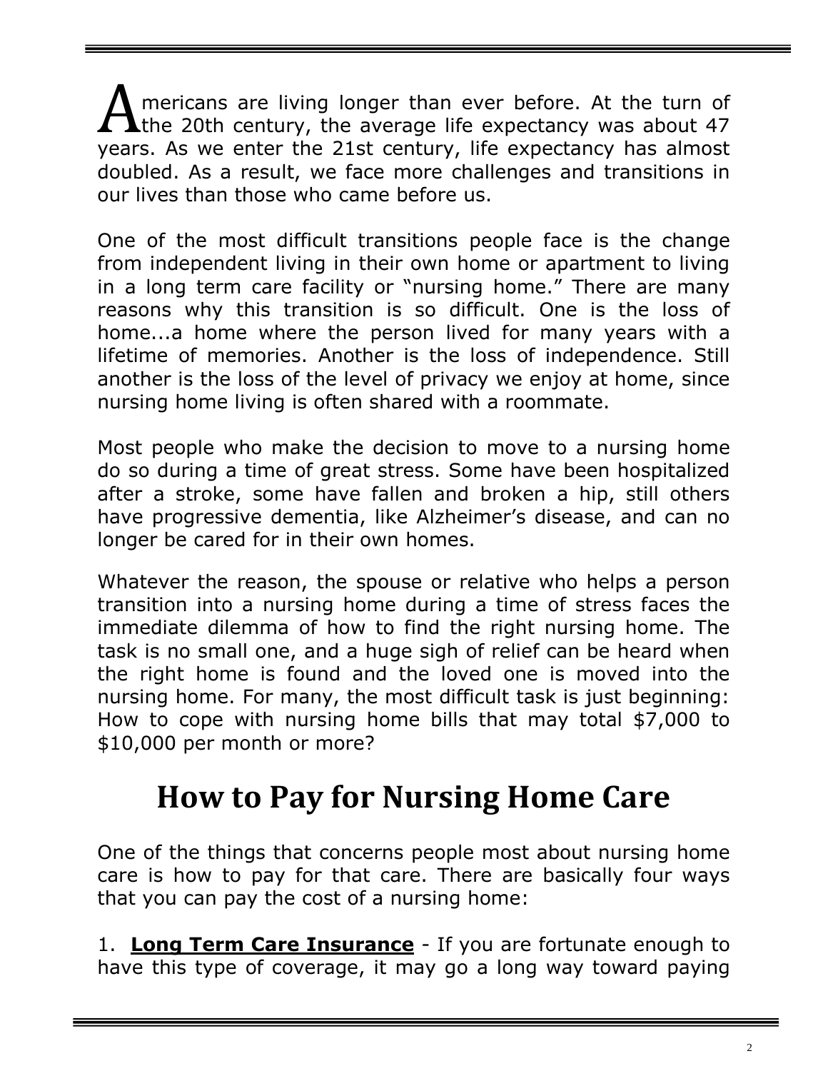Americans are living longer than ever before. At the turn of the 20th century, the average life expectancy was about 47 years. As we enter the 21st century, life expectancy has almost doubled. As a result, we face more challenges and transitions in our lives than those who came before us.

One of the most difficult transitions people face is the change from independent living in their own home or apartment to living in a long term care facility or "nursing home." There are many reasons why this transition is so difficult. One is the loss of home...a home where the person lived for many years with a lifetime of memories. Another is the loss of independence. Still another is the loss of the level of privacy we enjoy at home, since nursing home living is often shared with a roommate.

Most people who make the decision to move to a nursing home do so during a time of great stress. Some have been hospitalized after a stroke, some have fallen and broken a hip, still others have progressive dementia, like Alzheimer's disease, and can no longer be cared for in their own homes.

Whatever the reason, the spouse or relative who helps a person transition into a nursing home during a time of stress faces the immediate dilemma of how to find the right nursing home. The task is no small one, and a huge sigh of relief can be heard when the right home is found and the loved one is moved into the nursing home. For many, the most difficult task is just beginning: How to cope with nursing home bills that may total $7,000 to $10,000 per month or more?

# How to Pay for Nursing Home Care

One of the things that concerns people most about nursing home care is how to pay for that care. There are basically four ways that you can pay the cost of a nursing home:

1. **Long Term Care Insurance** - If you are fortunate enough to have this type of coverage, it may go a long way toward paying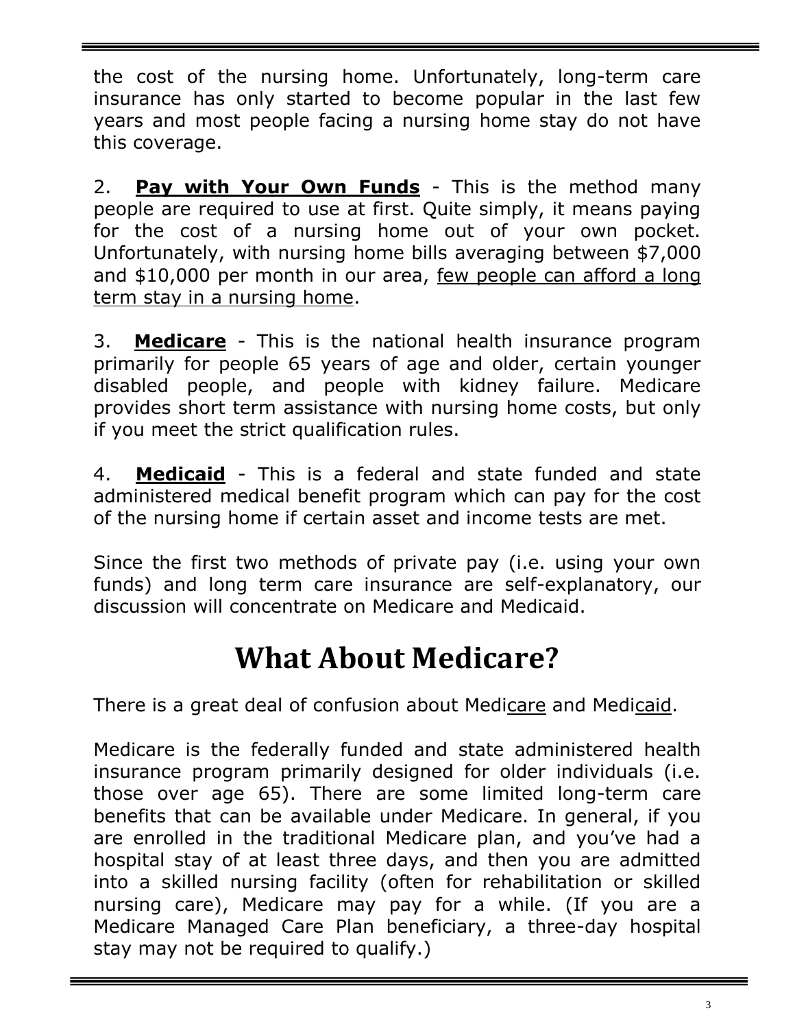the cost of the nursing home. Unfortunately, long-term care insurance has only started to become popular in the last few years and most people facing a nursing home stay do not have this coverage.

2. **Pay with Your Own Funds** - This is the method many people are required to use at first. Quite simply, it means paying for the cost of a nursing home out of your own pocket. Unfortunately, with nursing home bills averaging between $7,000 and $10,000 per month in our area, few people can afford a long term stay in a nursing home.

3. **Medicare** - This is the national health insurance program primarily for people 65 years of age and older, certain younger disabled people, and people with kidney failure. Medicare provides short term assistance with nursing home costs, but only if you meet the strict qualification rules.

4. **Medicaid** - This is a federal and state funded and state administered medical benefit program which can pay for the cost of the nursing home if certain asset and income tests are met.

Since the first two methods of private pay (i.e. using your own funds) and long term care insurance are self-explanatory, our discussion will concentrate on Medicare and Medicaid.

# What About Medicare?

There is a great deal of confusion about Medicare and Medicaid.

Medicare is the federally funded and state administered health insurance program primarily designed for older individuals (i.e. those over age 65). There are some limited long-term care benefits that can be available under Medicare. In general, if you are enrolled in the traditional Medicare plan, and you've had a hospital stay of at least three days, and then you are admitted into a skilled nursing facility (often for rehabilitation or skilled nursing care), Medicare may pay for a while. (If you are a Medicare Managed Care Plan beneficiary, a three-day hospital stay may not be required to qualify.)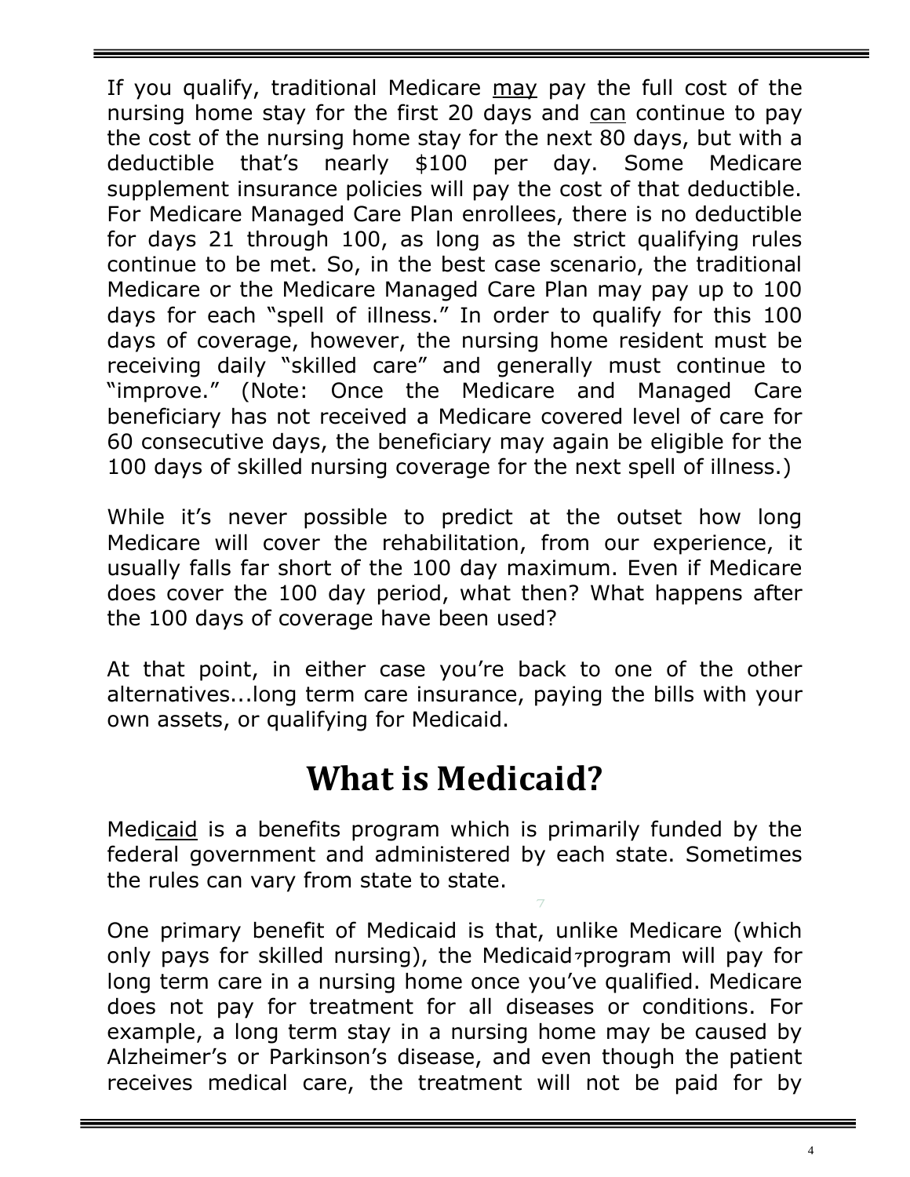If you qualify, traditional Medicare <u>may</u> pay the full cost of the nursing home stay for the first 20 days and <u>can</u> continue to pay the cost of the nursing home stay for the next 80 days, but with a deductible that's nearly $100 per day. Some Medicare supplement insurance policies will pay the cost of that deductible. For Medicare Managed Care Plan enrollees, there is no deductible for days 21 through 100, as long as the strict qualifying rules continue to be met. So, in the best case scenario, the traditional Medicare or the Medicare Managed Care Plan may pay up to 100 days for each "spell of illness." In order to qualify for this 100 days of coverage, however, the nursing home resident must be receiving daily "skilled care" and generally must continue to "improve." (Note: Once the Medicare and Managed Care beneficiary has not received a Medicare covered level of care for 60 consecutive days, the beneficiary may again be eligible for the 100 days of skilled nursing coverage for the next spell of illness.)

While it's never possible to predict at the outset how long Medicare will cover the rehabilitation, from our experience, it usually falls far short of the 100 day maximum. Even if Medicare does cover the 100 day period, what then? What happens after the 100 days of coverage have been used?

At that point, in either case you're back to one of the other alternatives...long term care insurance, paying the bills with your own assets, or qualifying for Medicaid.

# What is Medicaid?

Medi<u>caid</u> is a benefits program which is primarily funded by the federal government and administered by each state. Sometimes the rules can vary from state to state.

One primary benefit of Medicaid is that, unlike Medicare (which only pays for skilled nursing), the Medicaid program will pay for long term care in a nursing home once you've qualified. Medicare does not pay for treatment for all diseases or conditions. For example, a long term stay in a nursing home may be caused by Alzheimer's or Parkinson's disease, and even though the patient receives medical care, the treatment will not be paid for by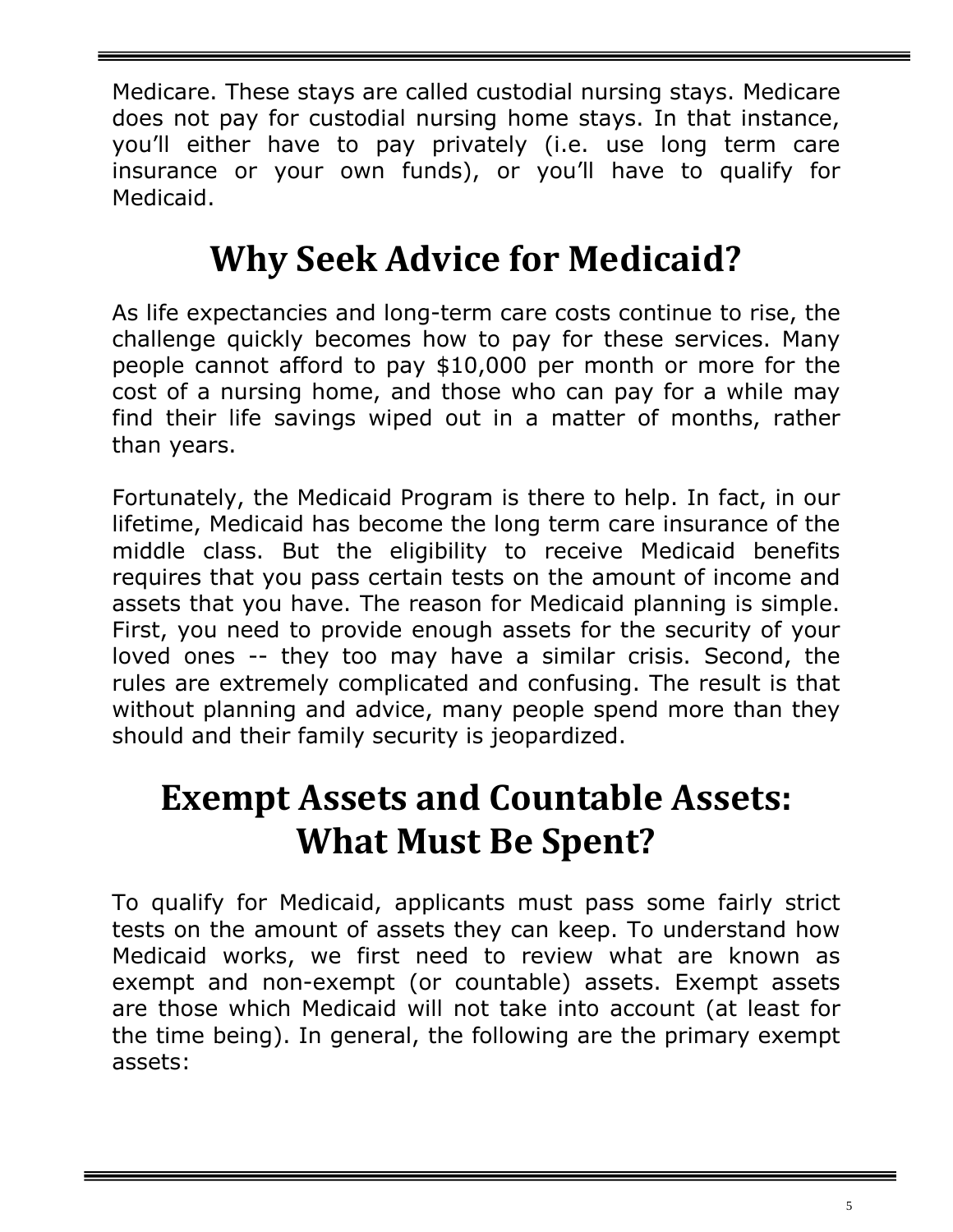Medicare. These stays are called custodial nursing stays. Medicare does not pay for custodial nursing home stays. In that instance, you'll either have to pay privately (i.e. use long term care insurance or your own funds), or you'll have to qualify for Medicaid.

# Why Seek Advice for Medicaid?

As life expectancies and long-term care costs continue to rise, the challenge quickly becomes how to pay for these services. Many people cannot afford to pay $10,000 per month or more for the cost of a nursing home, and those who can pay for a while may find their life savings wiped out in a matter of months, rather than years.

Fortunately, the Medicaid Program is there to help. In fact, in our lifetime, Medicaid has become the long term care insurance of the middle class. But the eligibility to receive Medicaid benefits requires that you pass certain tests on the amount of income and assets that you have. The reason for Medicaid planning is simple. First, you need to provide enough assets for the security of your loved ones -- they too may have a similar crisis. Second, the rules are extremely complicated and confusing. The result is that without planning and advice, many people spend more than they should and their family security is jeopardized.

# Exempt Assets and Countable Assets: What Must Be Spent?

To qualify for Medicaid, applicants must pass some fairly strict tests on the amount of assets they can keep. To understand how Medicaid works, we first need to review what are known as exempt and non-exempt (or countable) assets. Exempt assets are those which Medicaid will not take into account (at least for the time being). In general, the following are the primary exempt assets: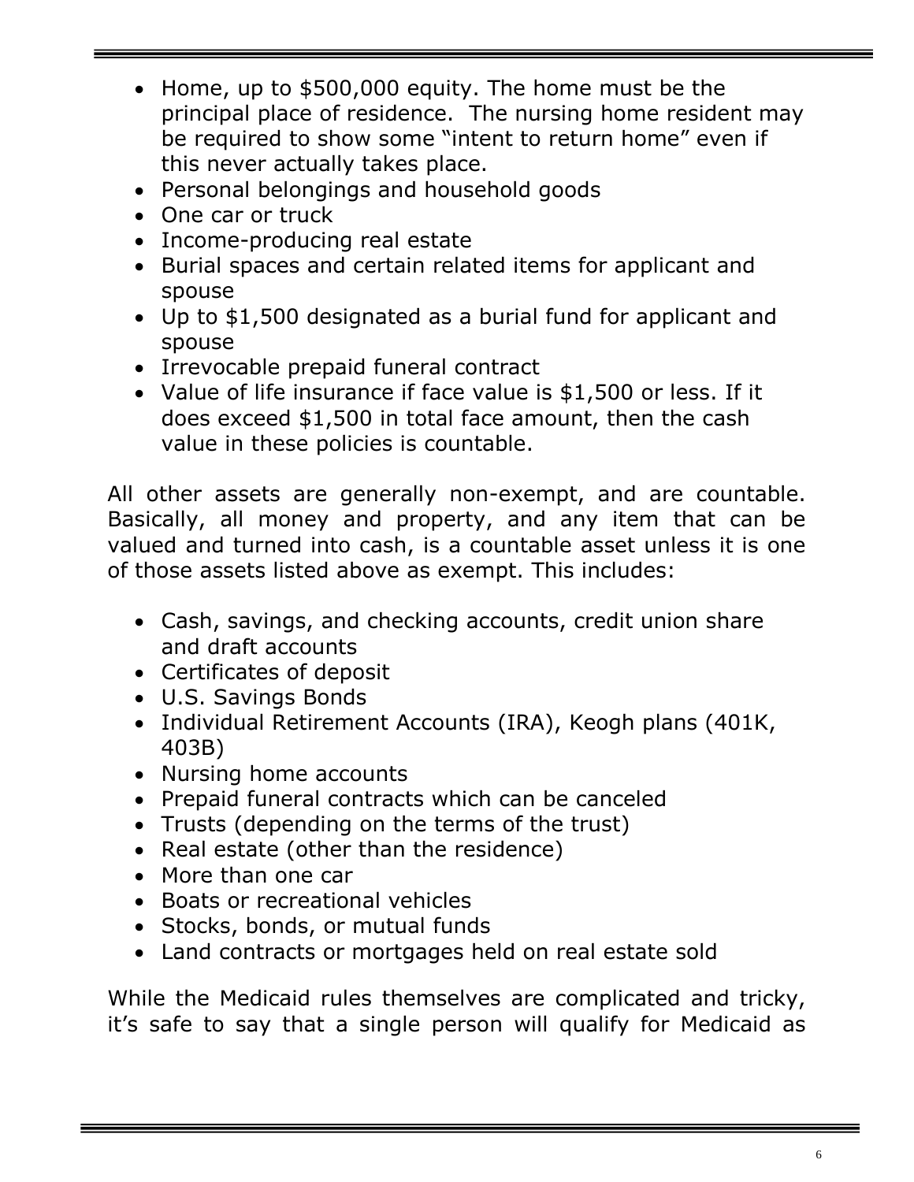- Home, up to $500,000 equity. The home must be the principal place of residence. The nursing home resident may be required to show some "intent to return home" even if this never actually takes place.
- Personal belongings and household goods
- One car or truck
- Income-producing real estate
- Burial spaces and certain related items for applicant and spouse
- Up to $1,500 designated as a burial fund for applicant and spouse
- Irrevocable prepaid funeral contract
- Value of life insurance if face value is $1,500 or less. If it does exceed $1,500 in total face amount, then the cash value in these policies is countable.

All other assets are generally non-exempt, and are countable. Basically, all money and property, and any item that can be valued and turned into cash, is a countable asset unless it is one of those assets listed above as exempt. This includes:

- Cash, savings, and checking accounts, credit union share and draft accounts
- Certificates of deposit
- U.S. Savings Bonds
- Individual Retirement Accounts (IRA), Keogh plans (401K, 403B)
- Nursing home accounts
- Prepaid funeral contracts which can be canceled
- Trusts (depending on the terms of the trust)
- Real estate (other than the residence)
- More than one car
- Boats or recreational vehicles
- Stocks, bonds, or mutual funds
- Land contracts or mortgages held on real estate sold

While the Medicaid rules themselves are complicated and tricky, it's safe to say that a single person will qualify for Medicaid as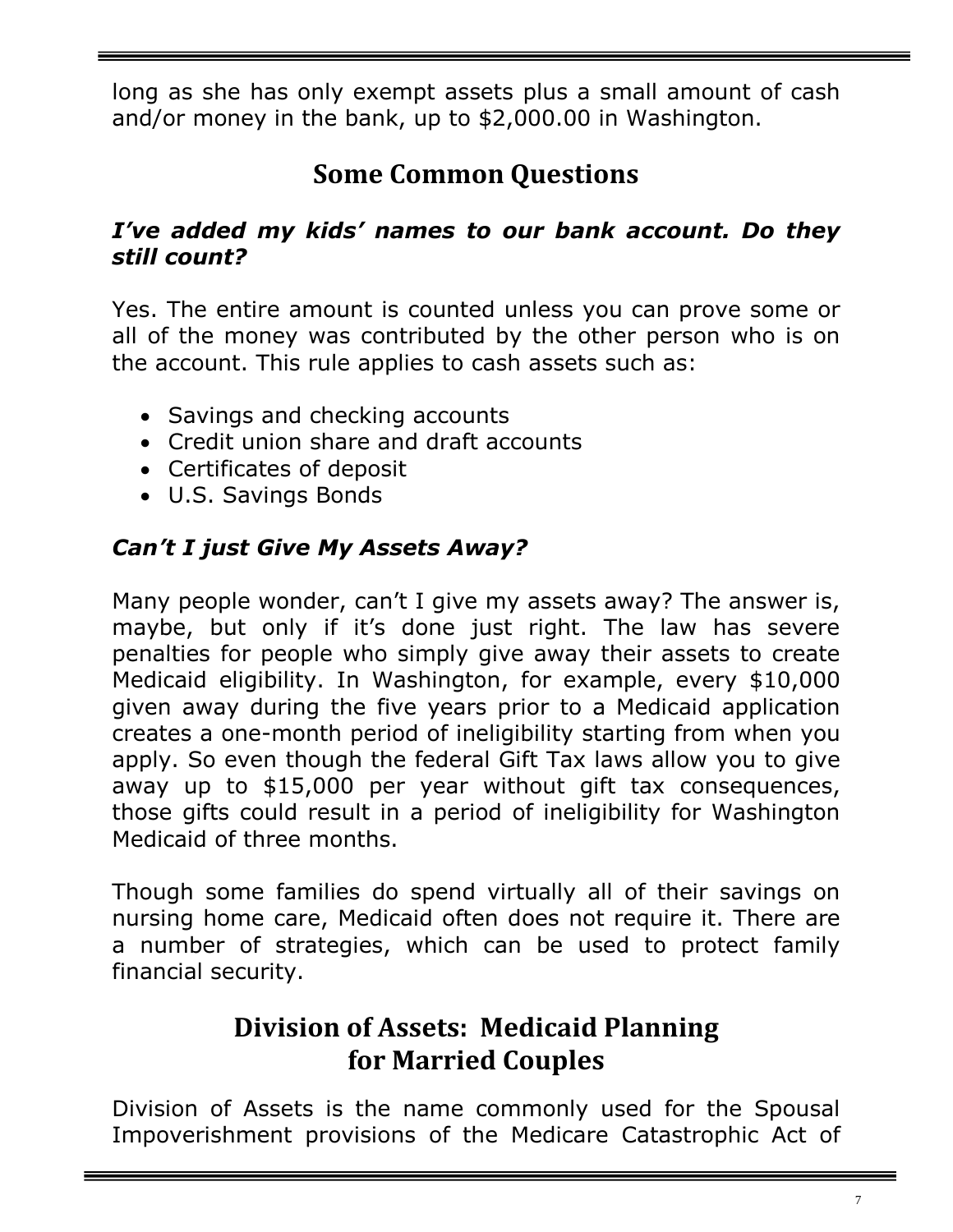long as she has only exempt assets plus a small amount of cash and/or money in the bank, up to $2,000.00 in Washington.

## Some Common Questions

***I've added my kids' names to our bank account. Do they still count?***

Yes. The entire amount is counted unless you can prove some or all of the money was contributed by the other person who is on the account. This rule applies to cash assets such as:

- Savings and checking accounts
- Credit union share and draft accounts
- Certificates of deposit
- U.S. Savings Bonds

***Can't I just Give My Assets Away?***

Many people wonder, can't I give my assets away? The answer is, maybe, but only if it's done just right. The law has severe penalties for people who simply give away their assets to create Medicaid eligibility. In Washington, for example, every $10,000 given away during the five years prior to a Medicaid application creates a one-month period of ineligibility starting from when you apply. So even though the federal Gift Tax laws allow you to give away up to $15,000 per year without gift tax consequences, those gifts could result in a period of ineligibility for Washington Medicaid of three months.

Though some families do spend virtually all of their savings on nursing home care, Medicaid often does not require it. There are a number of strategies, which can be used to protect family financial security.

## Division of Assets: Medicaid Planning for Married Couples

Division of Assets is the name commonly used for the Spousal Impoverishment provisions of the Medicare Catastrophic Act of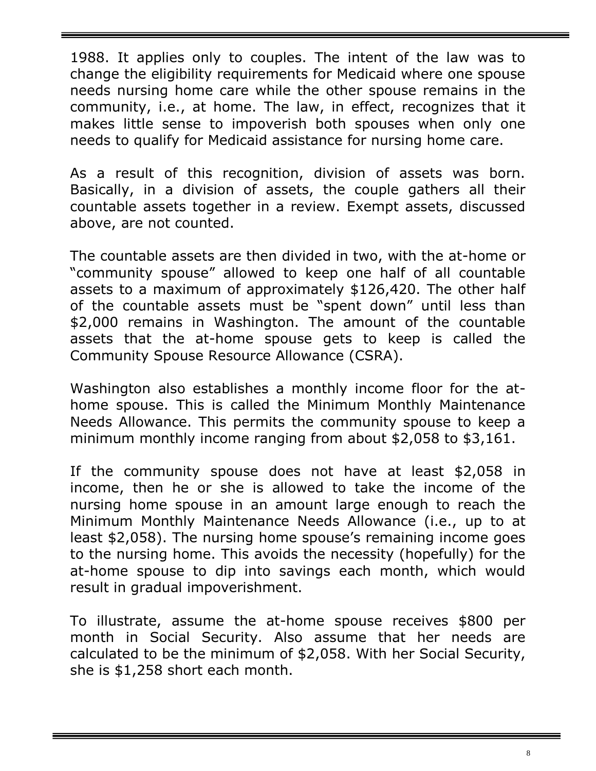1988. It applies only to couples. The intent of the law was to change the eligibility requirements for Medicaid where one spouse needs nursing home care while the other spouse remains in the community, i.e., at home. The law, in effect, recognizes that it makes little sense to impoverish both spouses when only one needs to qualify for Medicaid assistance for nursing home care.

As a result of this recognition, division of assets was born. Basically, in a division of assets, the couple gathers all their countable assets together in a review. Exempt assets, discussed above, are not counted.

The countable assets are then divided in two, with the at-home or "community spouse" allowed to keep one half of all countable assets to a maximum of approximately $126,420. The other half of the countable assets must be "spent down" until less than $2,000 remains in Washington. The amount of the countable assets that the at-home spouse gets to keep is called the Community Spouse Resource Allowance (CSRA).

Washington also establishes a monthly income floor for the at-home spouse. This is called the Minimum Monthly Maintenance Needs Allowance. This permits the community spouse to keep a minimum monthly income ranging from about $2,058 to $3,161.

If the community spouse does not have at least $2,058 in income, then he or she is allowed to take the income of the nursing home spouse in an amount large enough to reach the Minimum Monthly Maintenance Needs Allowance (i.e., up to at least $2,058). The nursing home spouse's remaining income goes to the nursing home. This avoids the necessity (hopefully) for the at-home spouse to dip into savings each month, which would result in gradual impoverishment.

To illustrate, assume the at-home spouse receives $800 per month in Social Security. Also assume that her needs are calculated to be the minimum of $2,058. With her Social Security, she is $1,258 short each month.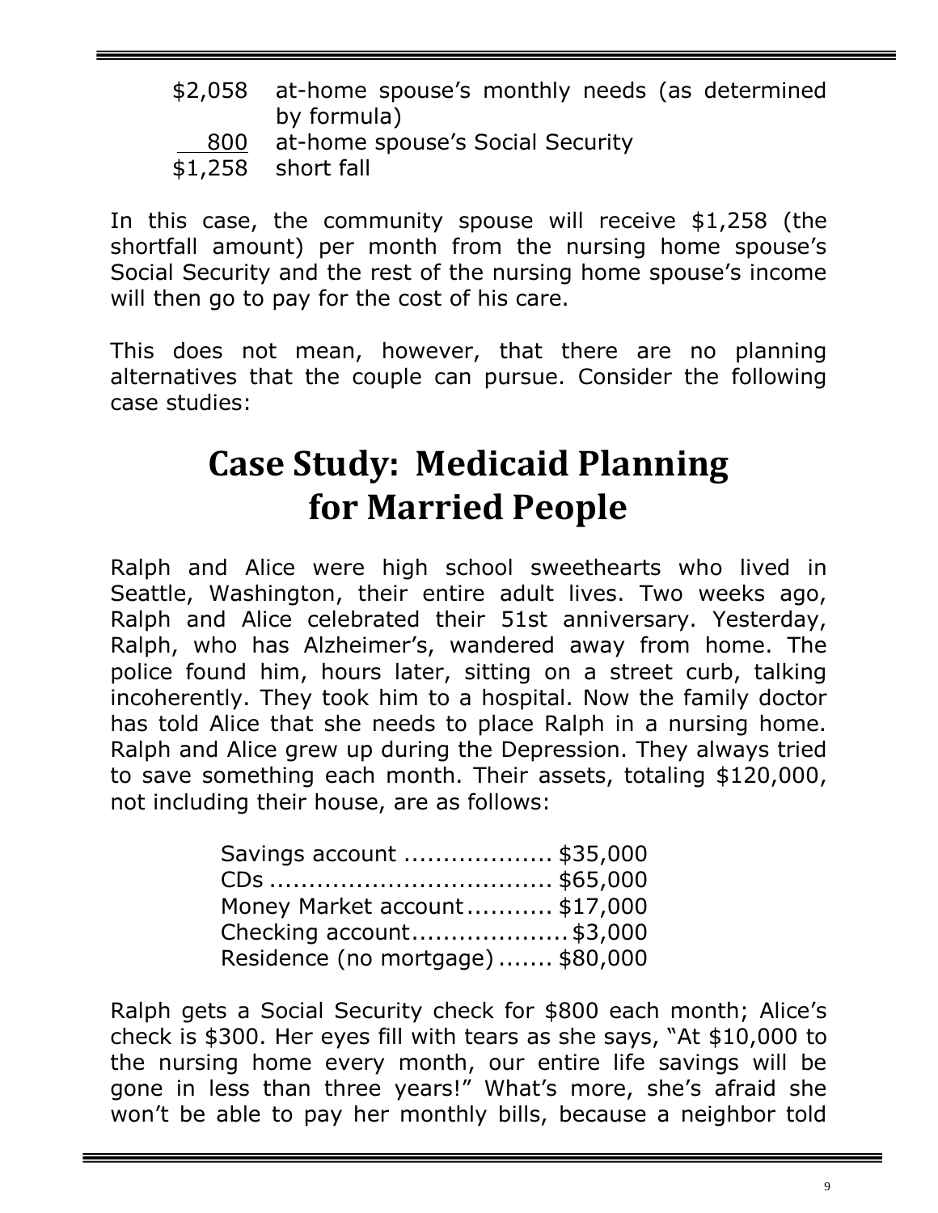| | |
|---|---|
| \$2,058 | at-home spouse's monthly needs (as determined by formula) |
| 800 | at-home spouse's Social Security |
| \$1,258 | short fall |

In this case, the community spouse will receive $1,258 (the shortfall amount) per month from the nursing home spouse's Social Security and the rest of the nursing home spouse's income will then go to pay for the cost of his care.

This does not mean, however, that there are no planning alternatives that the couple can pursue. Consider the following case studies:

# Case Study: Medicaid Planning for Married People

Ralph and Alice were high school sweethearts who lived in Seattle, Washington, their entire adult lives. Two weeks ago, Ralph and Alice celebrated their 51st anniversary. Yesterday, Ralph, who has Alzheimer's, wandered away from home. The police found him, hours later, sitting on a street curb, talking incoherently. They took him to a hospital. Now the family doctor has told Alice that she needs to place Ralph in a nursing home. Ralph and Alice grew up during the Depression. They always tried to save something each month. Their assets, totaling $120,000, not including their house, are as follows:

| | |
|---|---|
| Savings account | \$35,000 |
| CDs | \$65,000 |
| Money Market account | \$17,000 |
| Checking account | \$3,000 |
| Residence (no mortgage) | \$80,000 |

Ralph gets a Social Security check for $800 each month; Alice's check is $300. Her eyes fill with tears as she says, "At $10,000 to the nursing home every month, our entire life savings will be gone in less than three years!" What's more, she's afraid she won't be able to pay her monthly bills, because a neighbor told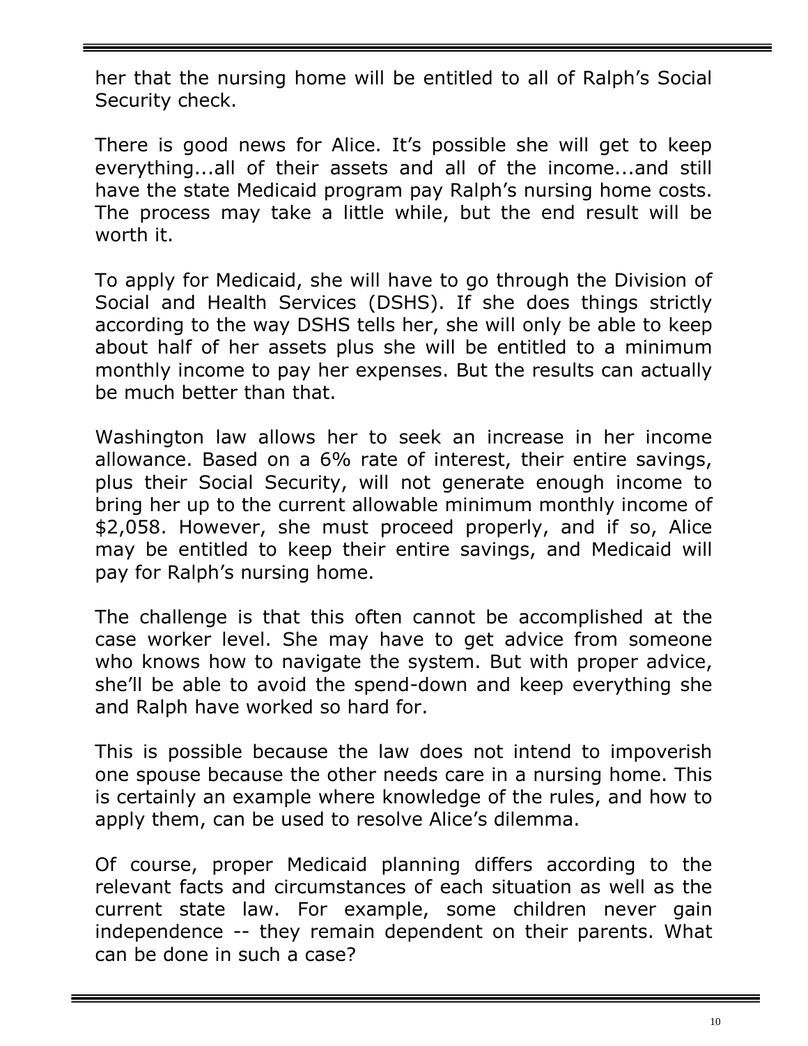her that the nursing home will be entitled to all of Ralph's Social Security check.

There is good news for Alice. It's possible she will get to keep everything...all of their assets and all of the income...and still have the state Medicaid program pay Ralph's nursing home costs. The process may take a little while, but the end result will be worth it.

To apply for Medicaid, she will have to go through the Division of Social and Health Services (DSHS). If she does things strictly according to the way DSHS tells her, she will only be able to keep about half of her assets plus she will be entitled to a minimum monthly income to pay her expenses. But the results can actually be much better than that.

Washington law allows her to seek an increase in her income allowance. Based on a 6% rate of interest, their entire savings, plus their Social Security, will not generate enough income to bring her up to the current allowable minimum monthly income of $2,058. However, she must proceed properly, and if so, Alice may be entitled to keep their entire savings, and Medicaid will pay for Ralph's nursing home.

The challenge is that this often cannot be accomplished at the case worker level. She may have to get advice from someone who knows how to navigate the system. But with proper advice, she'll be able to avoid the spend-down and keep everything she and Ralph have worked so hard for.

This is possible because the law does not intend to impoverish one spouse because the other needs care in a nursing home. This is certainly an example where knowledge of the rules, and how to apply them, can be used to resolve Alice's dilemma.

Of course, proper Medicaid planning differs according to the relevant facts and circumstances of each situation as well as the current state law. For example, some children never gain independence -- they remain dependent on their parents. What can be done in such a case?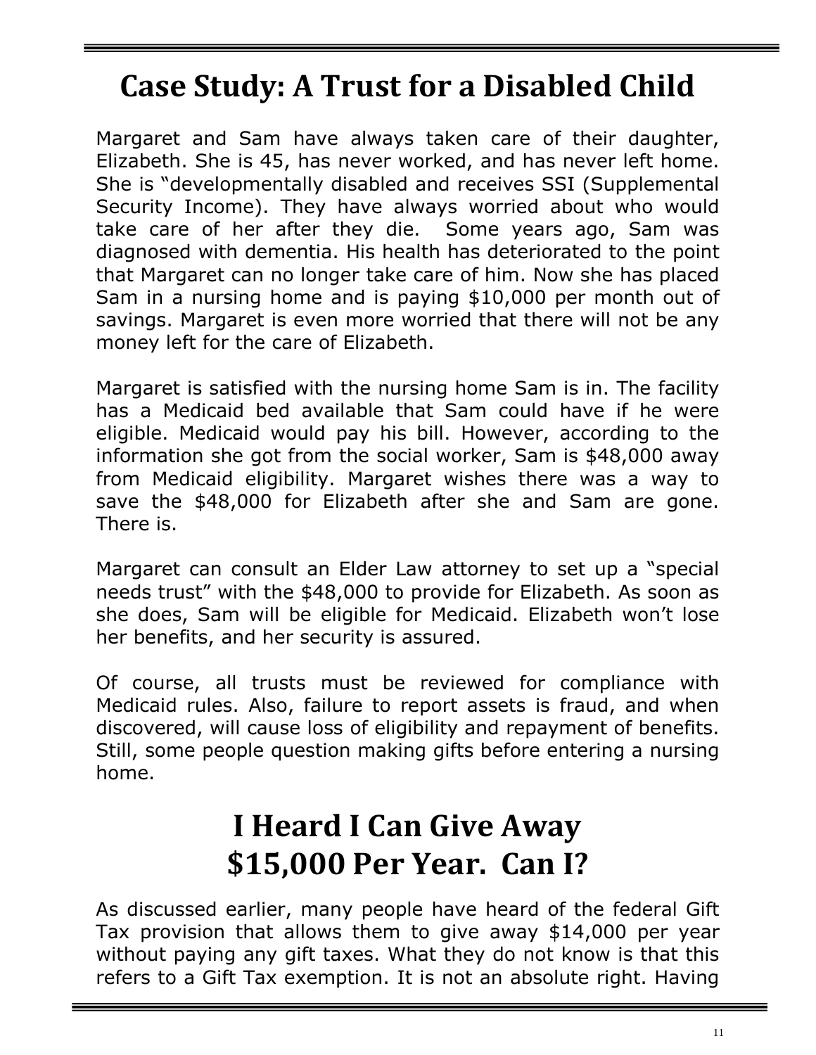# Case Study: A Trust for a Disabled Child

Margaret and Sam have always taken care of their daughter, Elizabeth. She is 45, has never worked, and has never left home. She is "developmentally disabled and receives SSI (Supplemental Security Income). They have always worried about who would take care of her after they die. Some years ago, Sam was diagnosed with dementia. His health has deteriorated to the point that Margaret can no longer take care of him. Now she has placed Sam in a nursing home and is paying $10,000 per month out of savings. Margaret is even more worried that there will not be any money left for the care of Elizabeth.

Margaret is satisfied with the nursing home Sam is in. The facility has a Medicaid bed available that Sam could have if he were eligible. Medicaid would pay his bill. However, according to the information she got from the social worker, Sam is $48,000 away from Medicaid eligibility. Margaret wishes there was a way to save the $48,000 for Elizabeth after she and Sam are gone. There is.

Margaret can consult an Elder Law attorney to set up a "special needs trust" with the $48,000 to provide for Elizabeth. As soon as she does, Sam will be eligible for Medicaid. Elizabeth won't lose her benefits, and her security is assured.

Of course, all trusts must be reviewed for compliance with Medicaid rules. Also, failure to report assets is fraud, and when discovered, will cause loss of eligibility and repayment of benefits. Still, some people question making gifts before entering a nursing home.

# I Heard I Can Give Away $15,000 Per Year. Can I?

As discussed earlier, many people have heard of the federal Gift Tax provision that allows them to give away $14,000 per year without paying any gift taxes. What they do not know is that this refers to a Gift Tax exemption. It is not an absolute right. Having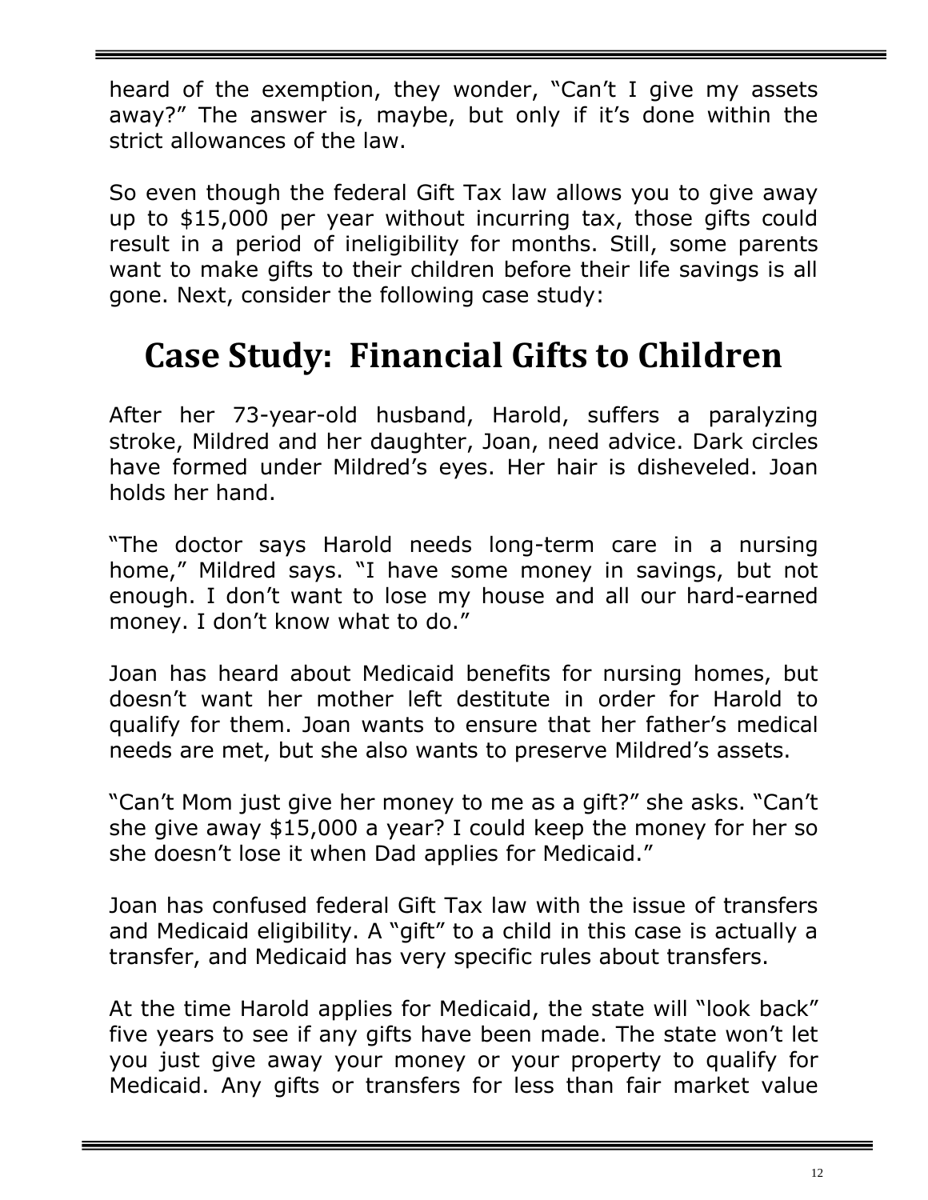heard of the exemption, they wonder, "Can't I give my assets away?" The answer is, maybe, but only if it's done within the strict allowances of the law.

So even though the federal Gift Tax law allows you to give away up to $15,000 per year without incurring tax, those gifts could result in a period of ineligibility for months. Still, some parents want to make gifts to their children before their life savings is all gone. Next, consider the following case study:

# Case Study: Financial Gifts to Children

After her 73-year-old husband, Harold, suffers a paralyzing stroke, Mildred and her daughter, Joan, need advice. Dark circles have formed under Mildred's eyes. Her hair is disheveled. Joan holds her hand.

"The doctor says Harold needs long-term care in a nursing home," Mildred says. "I have some money in savings, but not enough. I don't want to lose my house and all our hard-earned money. I don't know what to do."

Joan has heard about Medicaid benefits for nursing homes, but doesn't want her mother left destitute in order for Harold to qualify for them. Joan wants to ensure that her father's medical needs are met, but she also wants to preserve Mildred's assets.

"Can't Mom just give her money to me as a gift?" she asks. "Can't she give away $15,000 a year? I could keep the money for her so she doesn't lose it when Dad applies for Medicaid."

Joan has confused federal Gift Tax law with the issue of transfers and Medicaid eligibility. A "gift" to a child in this case is actually a transfer, and Medicaid has very specific rules about transfers.

At the time Harold applies for Medicaid, the state will "look back" five years to see if any gifts have been made. The state won't let you just give away your money or your property to qualify for Medicaid. Any gifts or transfers for less than fair market value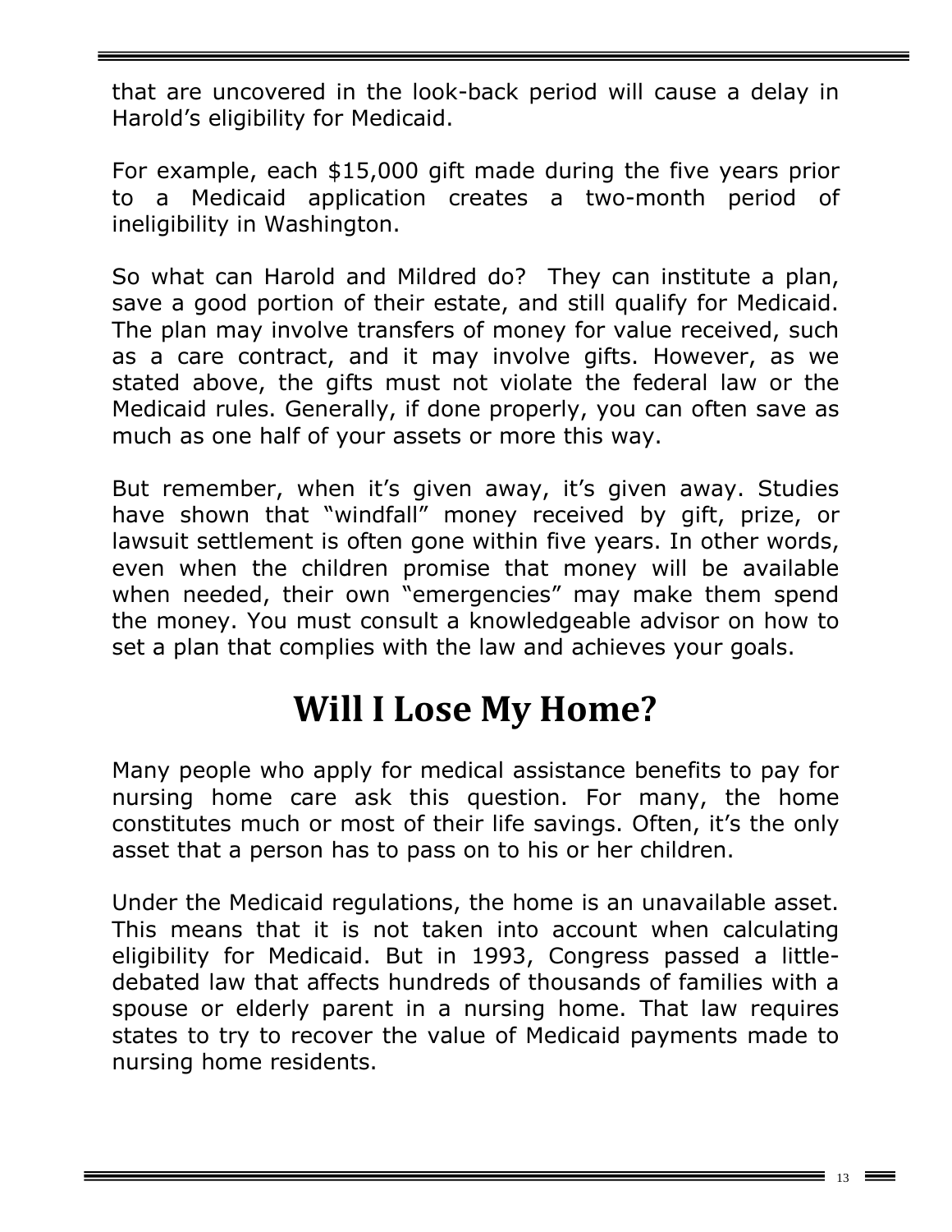that are uncovered in the look-back period will cause a delay in Harold's eligibility for Medicaid.

For example, each $15,000 gift made during the five years prior to a Medicaid application creates a two-month period of ineligibility in Washington.

So what can Harold and Mildred do? They can institute a plan, save a good portion of their estate, and still qualify for Medicaid. The plan may involve transfers of money for value received, such as a care contract, and it may involve gifts. However, as we stated above, the gifts must not violate the federal law or the Medicaid rules. Generally, if done properly, you can often save as much as one half of your assets or more this way.

But remember, when it's given away, it's given away. Studies have shown that "windfall" money received by gift, prize, or lawsuit settlement is often gone within five years. In other words, even when the children promise that money will be available when needed, their own "emergencies" may make them spend the money. You must consult a knowledgeable advisor on how to set a plan that complies with the law and achieves your goals.

# Will I Lose My Home?

Many people who apply for medical assistance benefits to pay for nursing home care ask this question. For many, the home constitutes much or most of their life savings. Often, it's the only asset that a person has to pass on to his or her children.

Under the Medicaid regulations, the home is an unavailable asset. This means that it is not taken into account when calculating eligibility for Medicaid. But in 1993, Congress passed a little-debated law that affects hundreds of thousands of families with a spouse or elderly parent in a nursing home. That law requires states to try to recover the value of Medicaid payments made to nursing home residents.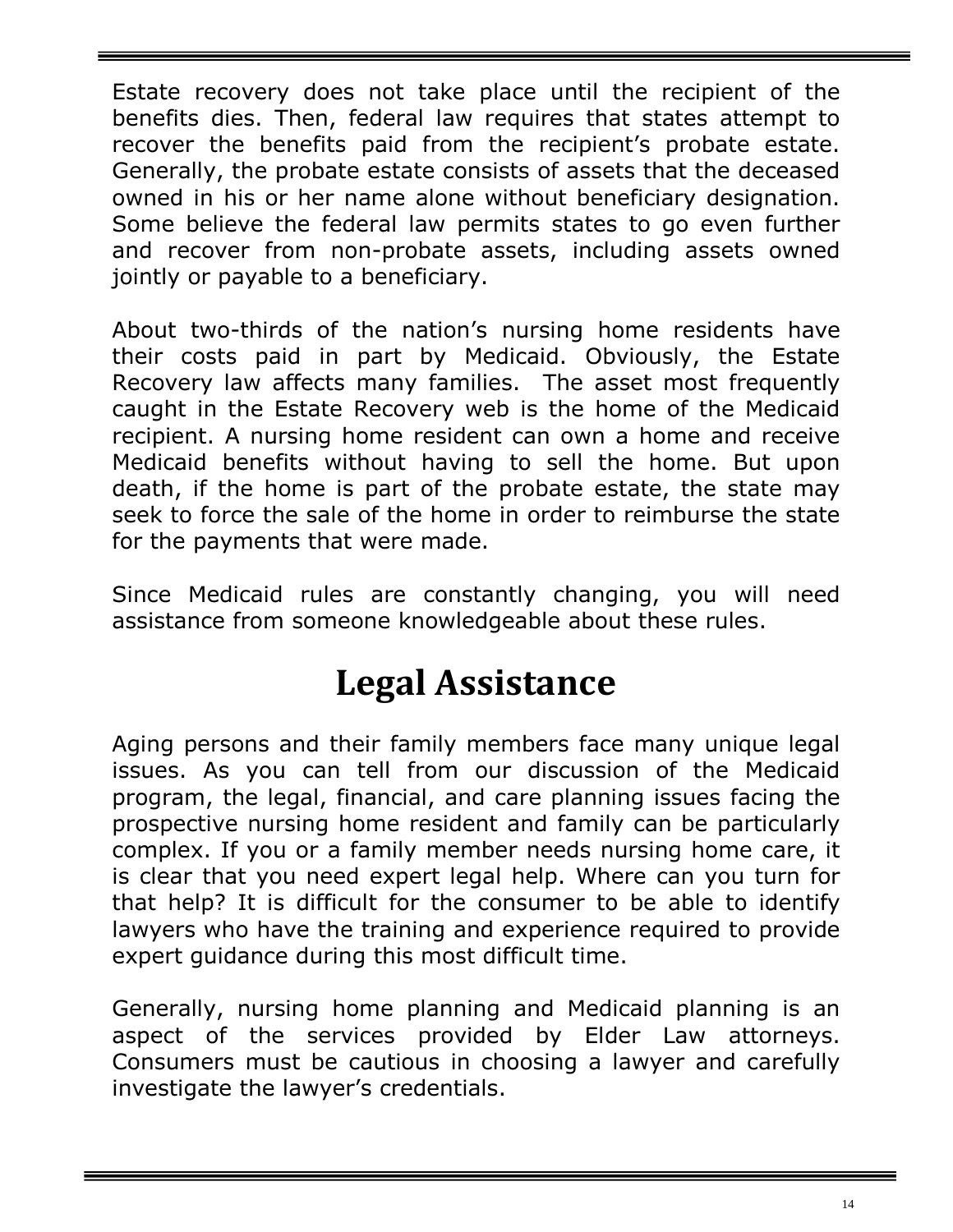Estate recovery does not take place until the recipient of the benefits dies. Then, federal law requires that states attempt to recover the benefits paid from the recipient's probate estate. Generally, the probate estate consists of assets that the deceased owned in his or her name alone without beneficiary designation. Some believe the federal law permits states to go even further and recover from non-probate assets, including assets owned jointly or payable to a beneficiary.

About two-thirds of the nation's nursing home residents have their costs paid in part by Medicaid. Obviously, the Estate Recovery law affects many families. The asset most frequently caught in the Estate Recovery web is the home of the Medicaid recipient. A nursing home resident can own a home and receive Medicaid benefits without having to sell the home. But upon death, if the home is part of the probate estate, the state may seek to force the sale of the home in order to reimburse the state for the payments that were made.

Since Medicaid rules are constantly changing, you will need assistance from someone knowledgeable about these rules.

# Legal Assistance

Aging persons and their family members face many unique legal issues. As you can tell from our discussion of the Medicaid program, the legal, financial, and care planning issues facing the prospective nursing home resident and family can be particularly complex. If you or a family member needs nursing home care, it is clear that you need expert legal help. Where can you turn for that help? It is difficult for the consumer to be able to identify lawyers who have the training and experience required to provide expert guidance during this most difficult time.

Generally, nursing home planning and Medicaid planning is an aspect of the services provided by Elder Law attorneys. Consumers must be cautious in choosing a lawyer and carefully investigate the lawyer's credentials.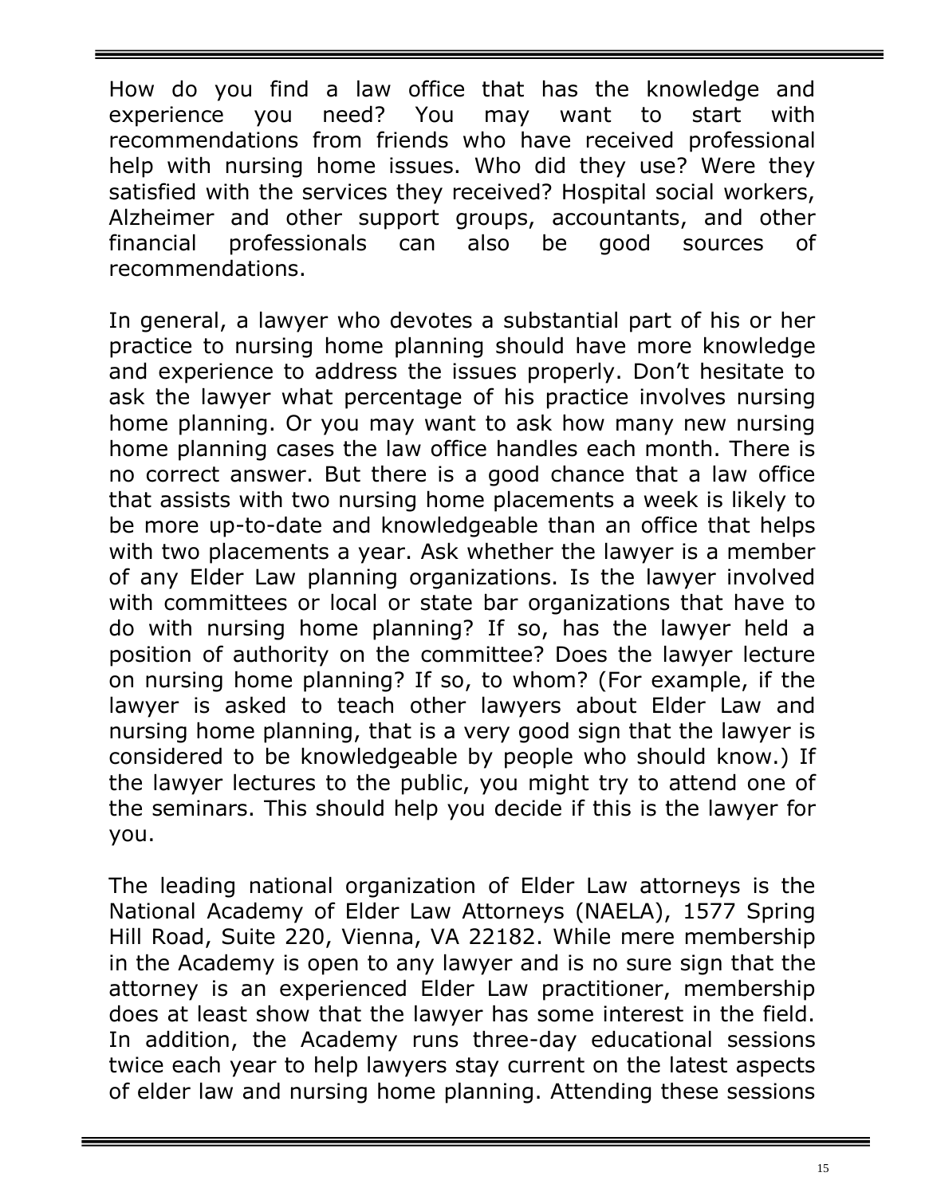How do you find a law office that has the knowledge and experience you need? You may want to start with recommendations from friends who have received professional help with nursing home issues. Who did they use? Were they satisfied with the services they received? Hospital social workers, Alzheimer and other support groups, accountants, and other financial professionals can also be good sources of recommendations.

In general, a lawyer who devotes a substantial part of his or her practice to nursing home planning should have more knowledge and experience to address the issues properly. Don't hesitate to ask the lawyer what percentage of his practice involves nursing home planning. Or you may want to ask how many new nursing home planning cases the law office handles each month. There is no correct answer. But there is a good chance that a law office that assists with two nursing home placements a week is likely to be more up-to-date and knowledgeable than an office that helps with two placements a year. Ask whether the lawyer is a member of any Elder Law planning organizations. Is the lawyer involved with committees or local or state bar organizations that have to do with nursing home planning? If so, has the lawyer held a position of authority on the committee? Does the lawyer lecture on nursing home planning? If so, to whom? (For example, if the lawyer is asked to teach other lawyers about Elder Law and nursing home planning, that is a very good sign that the lawyer is considered to be knowledgeable by people who should know.) If the lawyer lectures to the public, you might try to attend one of the seminars. This should help you decide if this is the lawyer for you.

The leading national organization of Elder Law attorneys is the National Academy of Elder Law Attorneys (NAELA), 1577 Spring Hill Road, Suite 220, Vienna, VA 22182. While mere membership in the Academy is open to any lawyer and is no sure sign that the attorney is an experienced Elder Law practitioner, membership does at least show that the lawyer has some interest in the field. In addition, the Academy runs three-day educational sessions twice each year to help lawyers stay current on the latest aspects of elder law and nursing home planning. Attending these sessions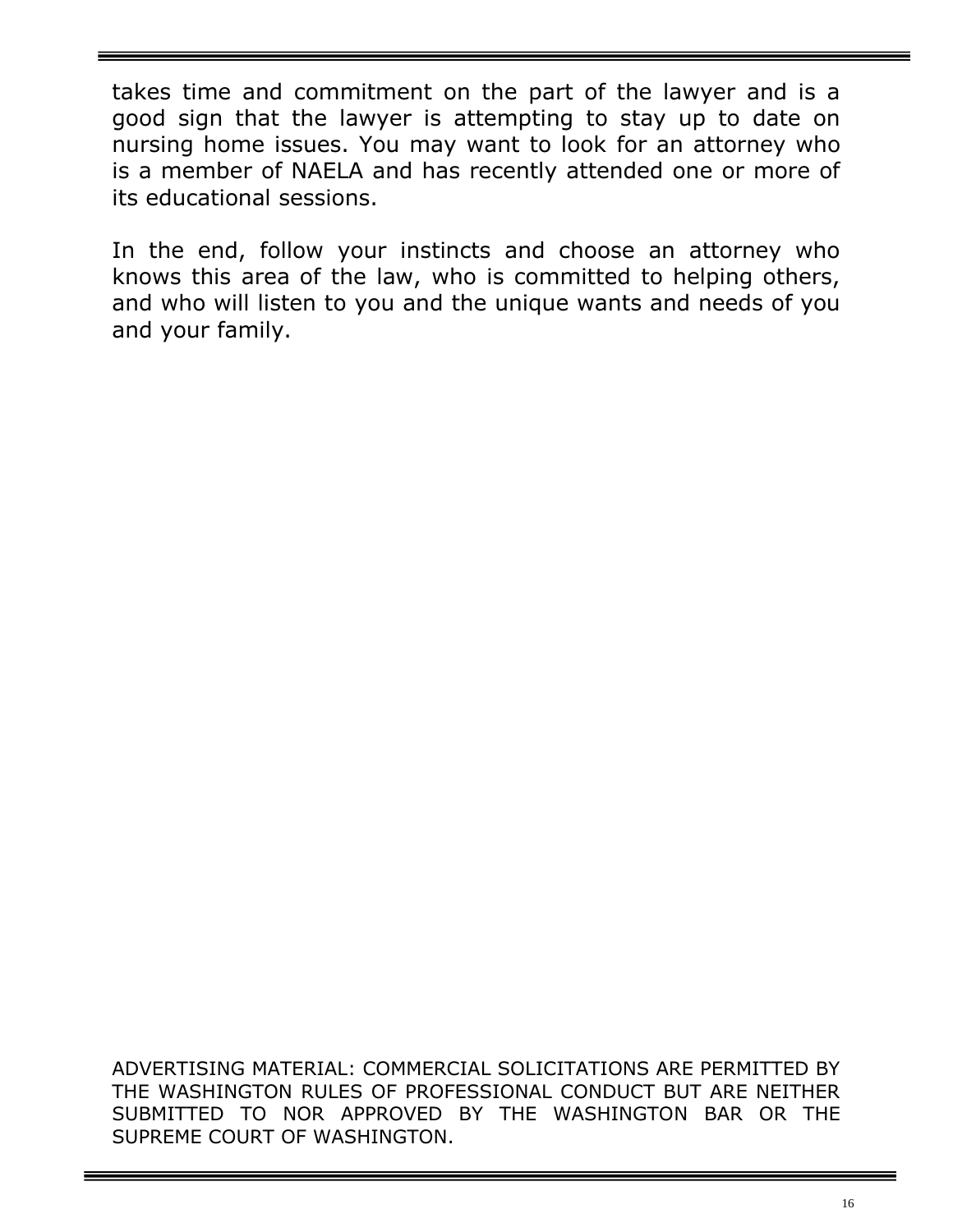takes time and commitment on the part of the lawyer and is a good sign that the lawyer is attempting to stay up to date on nursing home issues. You may want to look for an attorney who is a member of NAELA and has recently attended one or more of its educational sessions.

In the end, follow your instincts and choose an attorney who knows this area of the law, who is committed to helping others, and who will listen to you and the unique wants and needs of you and your family.

ADVERTISING MATERIAL: COMMERCIAL SOLICITATIONS ARE PERMITTED BY THE WASHINGTON RULES OF PROFESSIONAL CONDUCT BUT ARE NEITHER SUBMITTED TO NOR APPROVED BY THE WASHINGTON BAR OR THE SUPREME COURT OF WASHINGTON.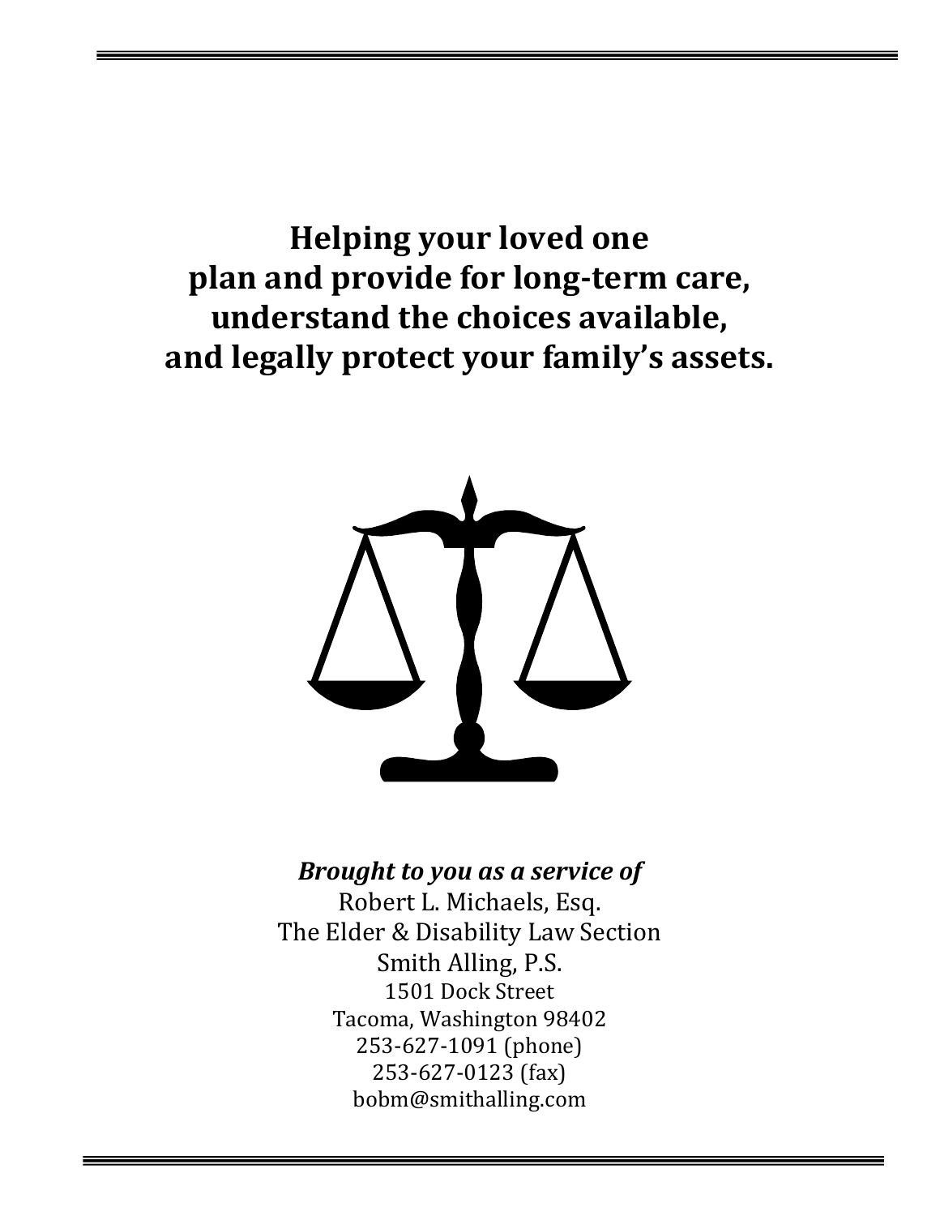**Helping your loved one plan and provide for long-term care, understand the choices available, and legally protect your family's assets.**

***Brought to you as a service of***

Robert L. Michaels, Esq.
The Elder & Disability Law Section
Smith Alling, P.S.
1501 Dock Street
Tacoma, Washington 98402
253-627-1091 (phone)
253-627-0123 (fax)
bobm@smithalling.com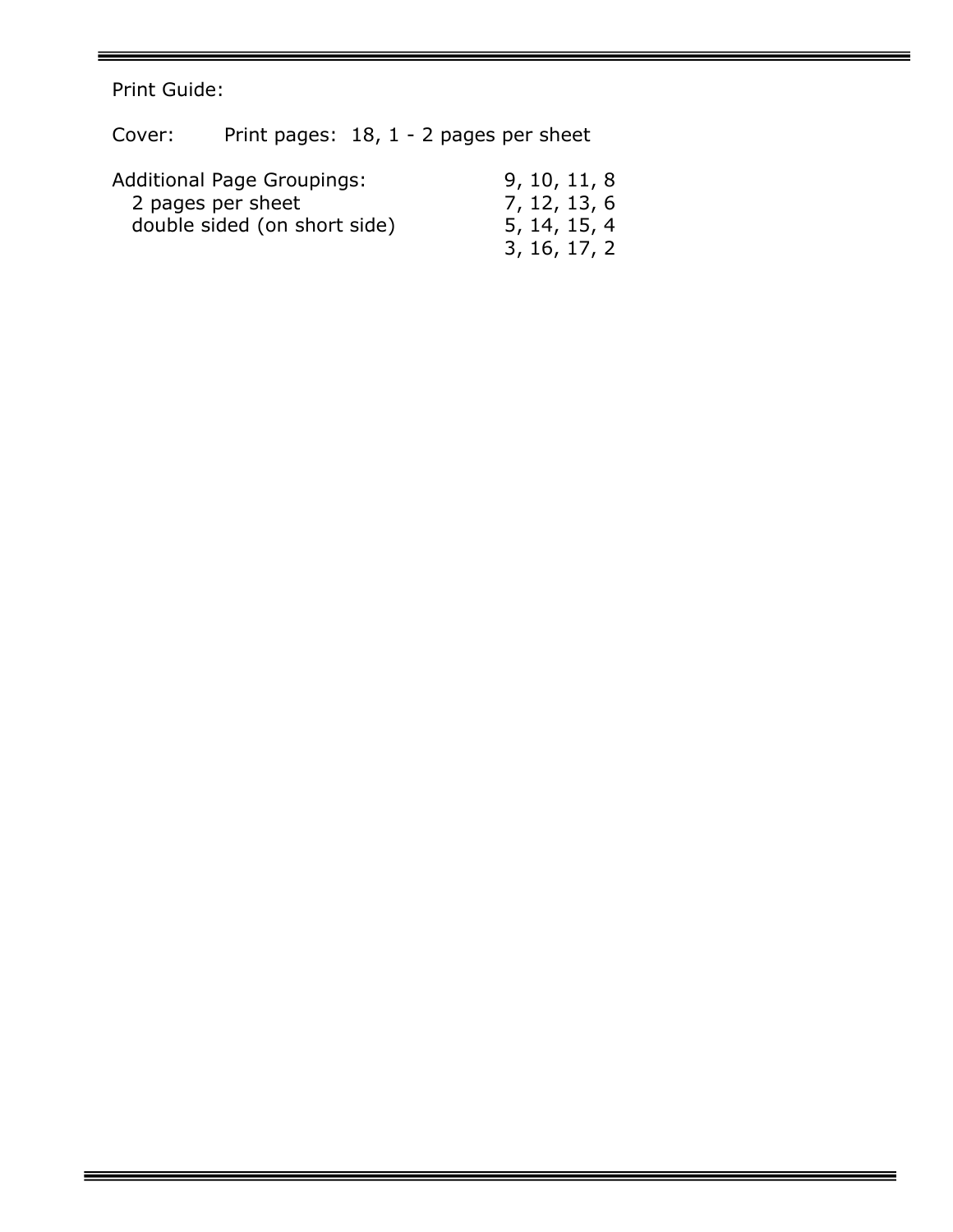Print Guide:

Cover: Print pages: 18, 1 - 2 pages per sheet

| | |
|---|---|
| Additional Page Groupings: | 9, 10, 11, 8 |
| 2 pages per sheet | 7, 12, 13, 6 |
| double sided (on short side) | 5, 14, 15, 4 |
| | 3, 16, 17, 2 |